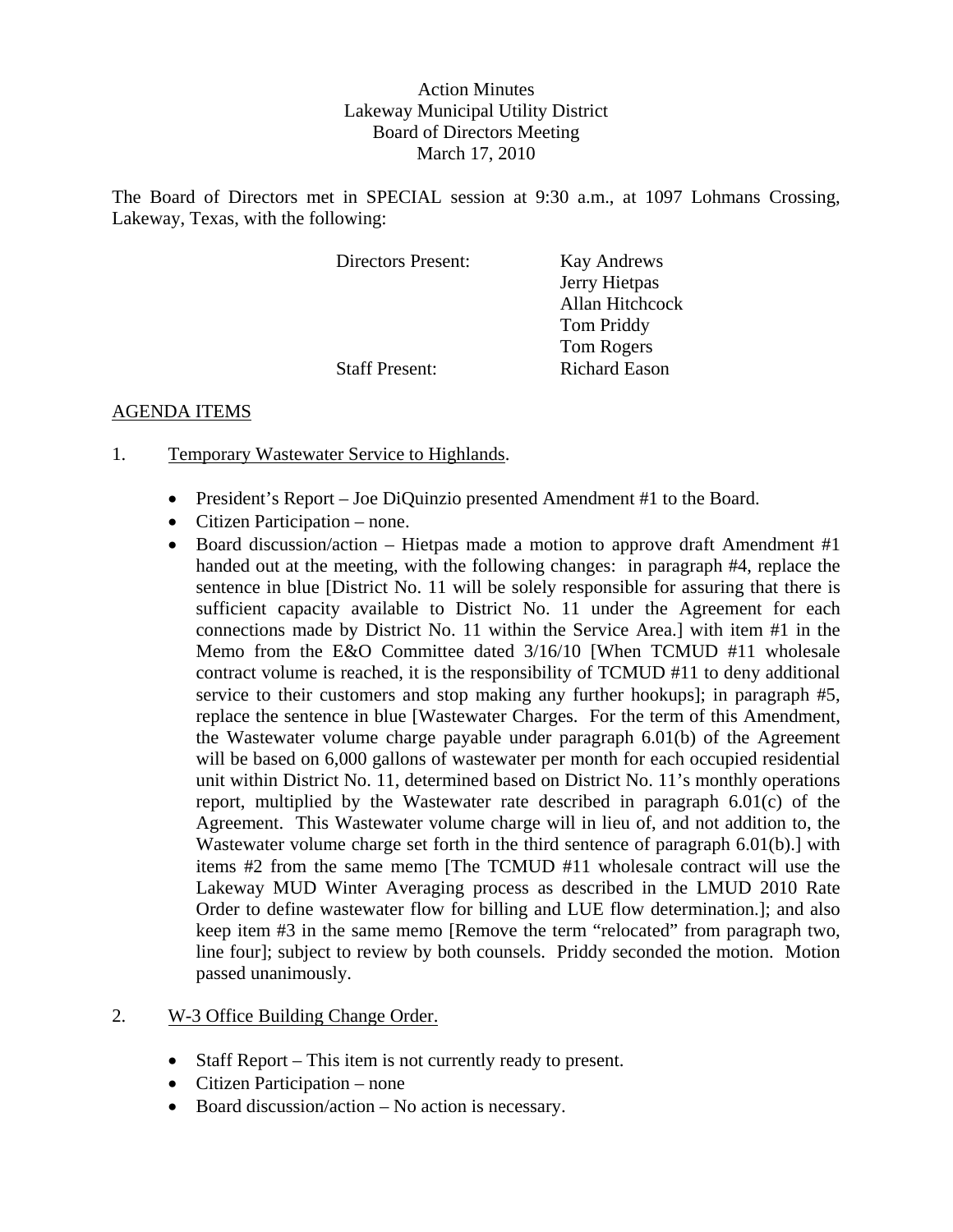Action Minutes
Lakeway Municipal Utility District
Board of Directors Meeting
March 17, 2010

The Board of Directors met in SPECIAL session at 9:30 a.m., at 1097 Lohmans Crossing, Lakeway, Texas, with the following:

| | |
|---|---|
| Directors Present: | Kay Andrews |
| | Jerry Hietpas |
| | Allan Hitchcock |
| | Tom Priddy |
| | Tom Rogers |
| Staff Present: | Richard Eason |

## AGENDA ITEMS

1. Temporary Wastewater Service to Highlands.

   - President's Report – Joe DiQuinzio presented Amendment #1 to the Board.
   - Citizen Participation – none.
   - Board discussion/action – Hietpas made a motion to approve draft Amendment #1 handed out at the meeting, with the following changes: in paragraph #4, replace the sentence in blue [District No. 11 will be solely responsible for assuring that there is sufficient capacity available to District No. 11 under the Agreement for each connections made by District No. 11 within the Service Area.] with item #1 in the Memo from the E&O Committee dated 3/16/10 [When TCMUD #11 wholesale contract volume is reached, it is the responsibility of TCMUD #11 to deny additional service to their customers and stop making any further hookups]; in paragraph #5, replace the sentence in blue [Wastewater Charges. For the term of this Amendment, the Wastewater volume charge payable under paragraph 6.01(b) of the Agreement will be based on 6,000 gallons of wastewater per month for each occupied residential unit within District No. 11, determined based on District No. 11's monthly operations report, multiplied by the Wastewater rate described in paragraph 6.01(c) of the Agreement. This Wastewater volume charge will in lieu of, and not addition to, the Wastewater volume charge set forth in the third sentence of paragraph 6.01(b).] with items #2 from the same memo [The TCMUD #11 wholesale contract will use the Lakeway MUD Winter Averaging process as described in the LMUD 2010 Rate Order to define wastewater flow for billing and LUE flow determination.]; and also keep item #3 in the same memo [Remove the term "relocated" from paragraph two, line four]; subject to review by both counsels. Priddy seconded the motion. Motion passed unanimously.

2. W-3 Office Building Change Order.

   - Staff Report – This item is not currently ready to present.
   - Citizen Participation – none
   - Board discussion/action – No action is necessary.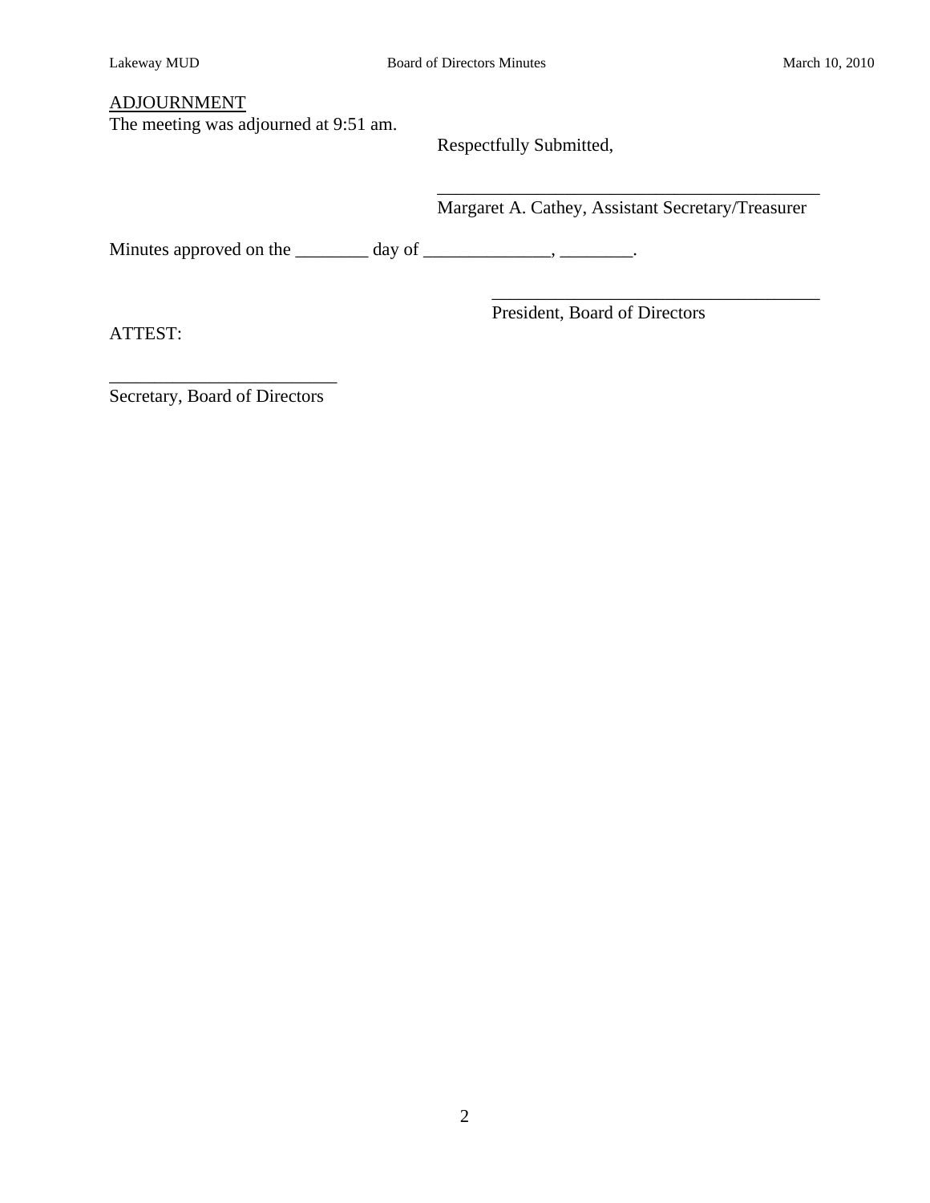ADJOURNMENT

The meeting was adjourned at 9:51 am.

Respectfully Submitted,

\_\_\_\_\_\_\_\_\_\_\_\_\_\_\_\_\_\_\_\_\_\_\_\_\_\_\_\_\_\_\_\_\_\_\_\_\_\_\_\_\_\_\_

Margaret A. Cathey, Assistant Secretary/Treasurer

Minutes approved on the ________ day of ______________, ________.

\_\_\_\_\_\_\_\_\_\_\_\_\_\_\_\_\_\_\_\_\_\_\_\_\_\_\_\_\_\_\_\_\_\_\_\_\_

President, Board of Directors

ATTEST:

\_\_\_\_\_\_\_\_\_\_\_\_\_\_\_\_\_\_\_\_\_\_\_\_\_

Secretary, Board of Directors